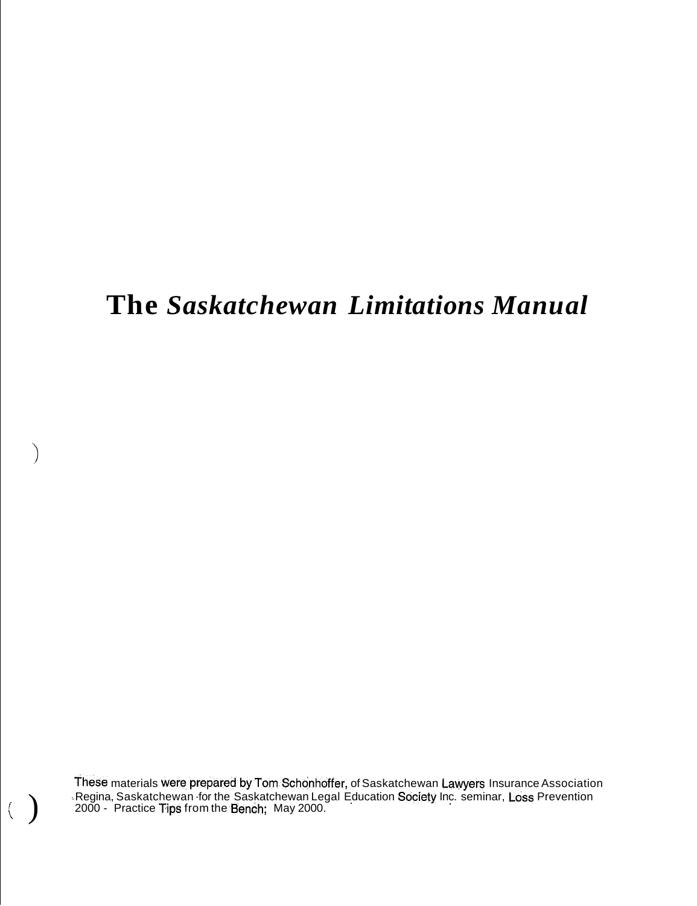# The *Saskatchewan Limitations Manual*

These materials were prepared by Tom Schonhoffer, of Saskatchewan Lawyers Insurance Association Regina, Saskatchewan for the Saskatchewan Legal Education Society Inc. seminar, Loss Prevention 2000 - Practice Tips from the Bench; May 2000.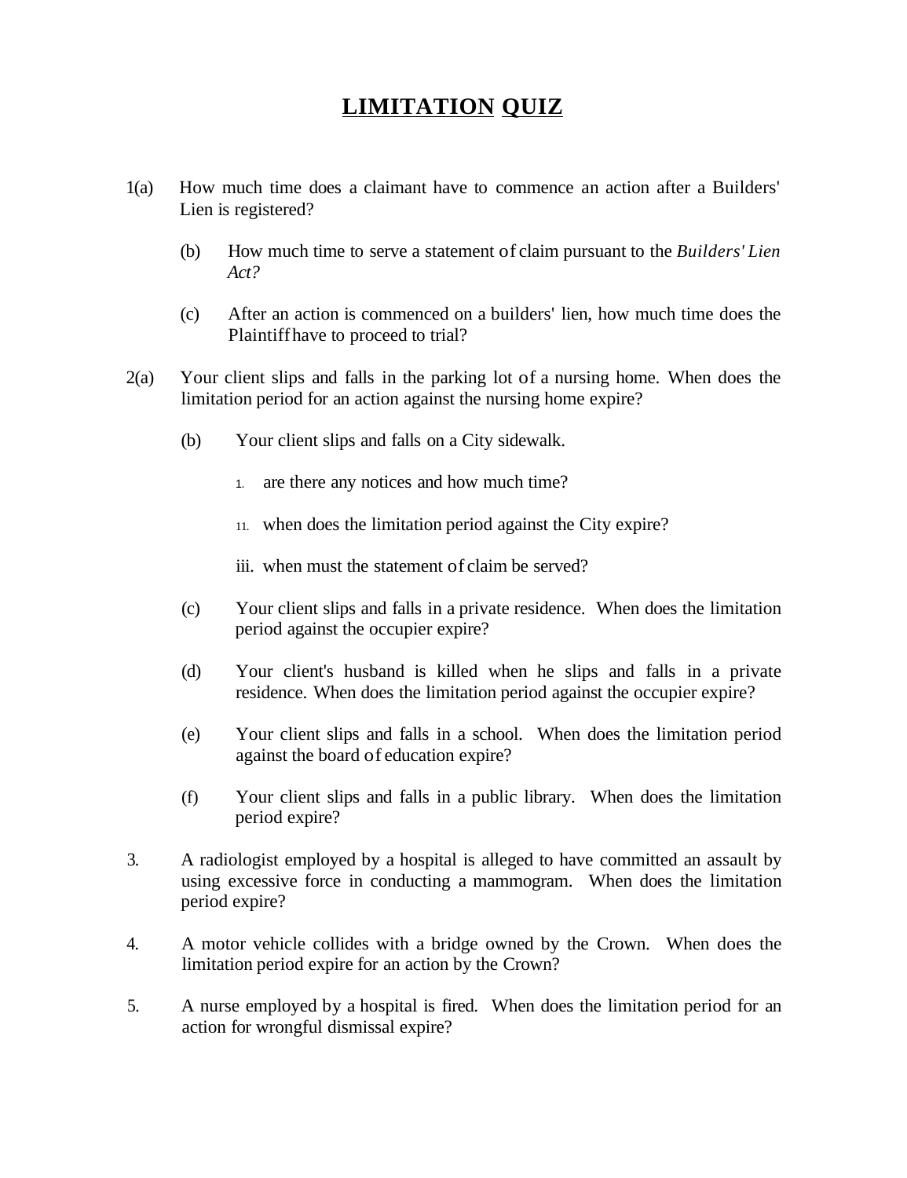# **LIMITATION QUIZ**

1(a) How much time does a claimant have to commence an action after a Builders' Lien is registered?

   (b) How much time to serve a statement of claim pursuant to the *Builders' Lien Act?*

   (c) After an action is commenced on a builders' lien, how much time does the Plaintiff have to proceed to trial?

2(a) Your client slips and falls in the parking lot of a nursing home. When does the limitation period for an action against the nursing home expire?

   (b) Your client slips and falls on a City sidewalk.

      i. are there any notices and how much time?

      ii. when does the limitation period against the City expire?

      iii. when must the statement of claim be served?

   (c) Your client slips and falls in a private residence. When does the limitation period against the occupier expire?

   (d) Your client's husband is killed when he slips and falls in a private residence. When does the limitation period against the occupier expire?

   (e) Your client slips and falls in a school. When does the limitation period against the board of education expire?

   (f) Your client slips and falls in a public library. When does the limitation period expire?

3. A radiologist employed by a hospital is alleged to have committed an assault by using excessive force in conducting a mammogram. When does the limitation period expire?

4. A motor vehicle collides with a bridge owned by the Crown. When does the limitation period expire for an action by the Crown?

5. A nurse employed by a hospital is fired. When does the limitation period for an action for wrongful dismissal expire?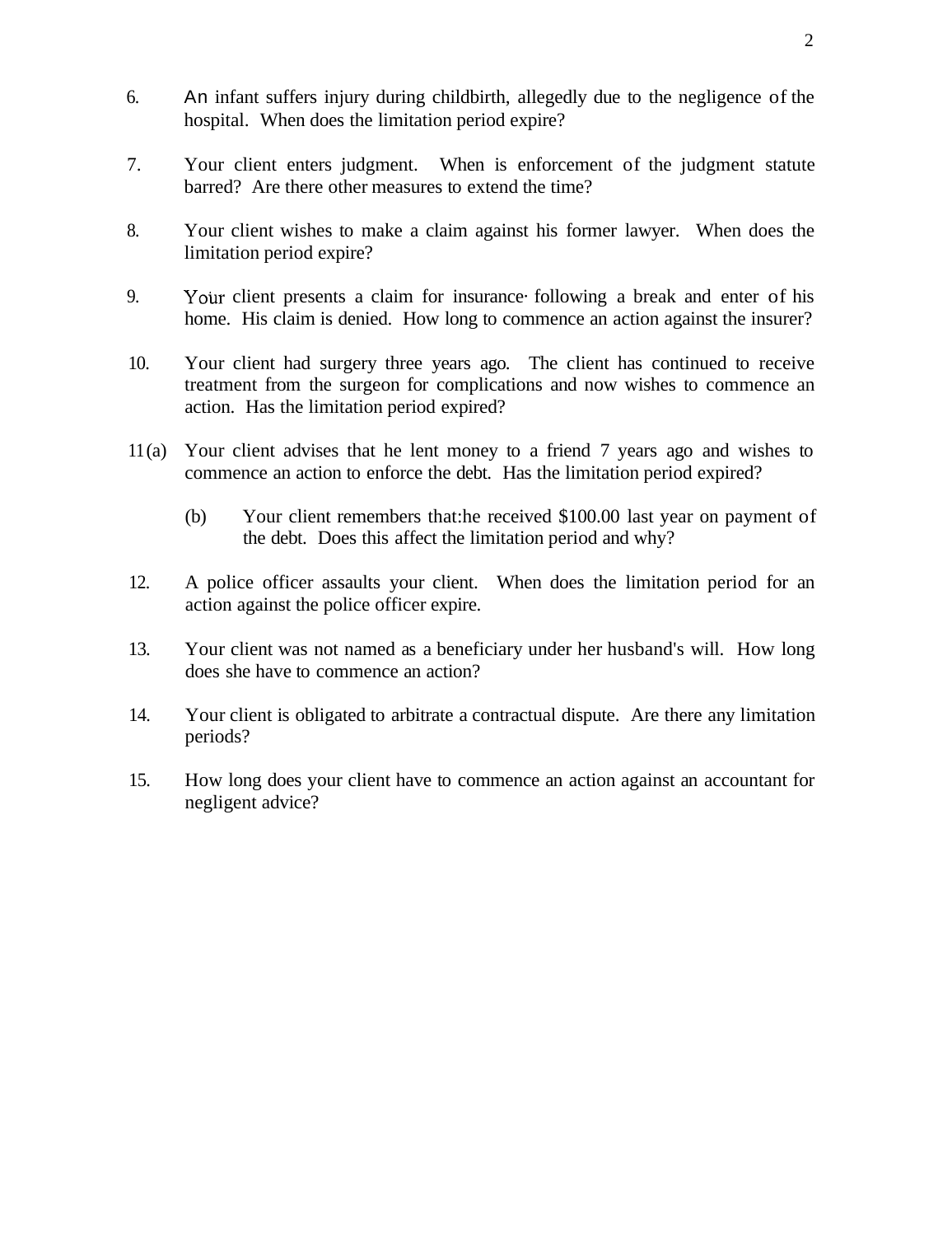6. An infant suffers injury during childbirth, allegedly due to the negligence of the hospital. When does the limitation period expire?

7. Your client enters judgment. When is enforcement of the judgment statute barred? Are there other measures to extend the time?

8. Your client wishes to make a claim against his former lawyer. When does the limitation period expire?

9. Your client presents a claim for insurance· following a break and enter of his home. His claim is denied. How long to commence an action against the insurer?

10. Your client had surgery three years ago. The client has continued to receive treatment from the surgeon for complications and now wishes to commence an action. Has the limitation period expired?

11(a) Your client advises that he lent money to a friend 7 years ago and wishes to commence an action to enforce the debt. Has the limitation period expired?

   (b) Your client remembers that:he received $100.00 last year on payment of the debt. Does this affect the limitation period and why?

12. A police officer assaults your client. When does the limitation period for an action against the police officer expire.

13. Your client was not named as a beneficiary under her husband's will. How long does she have to commence an action?

14. Your client is obligated to arbitrate a contractual dispute. Are there any limitation periods?

15. How long does your client have to commence an action against an accountant for negligent advice?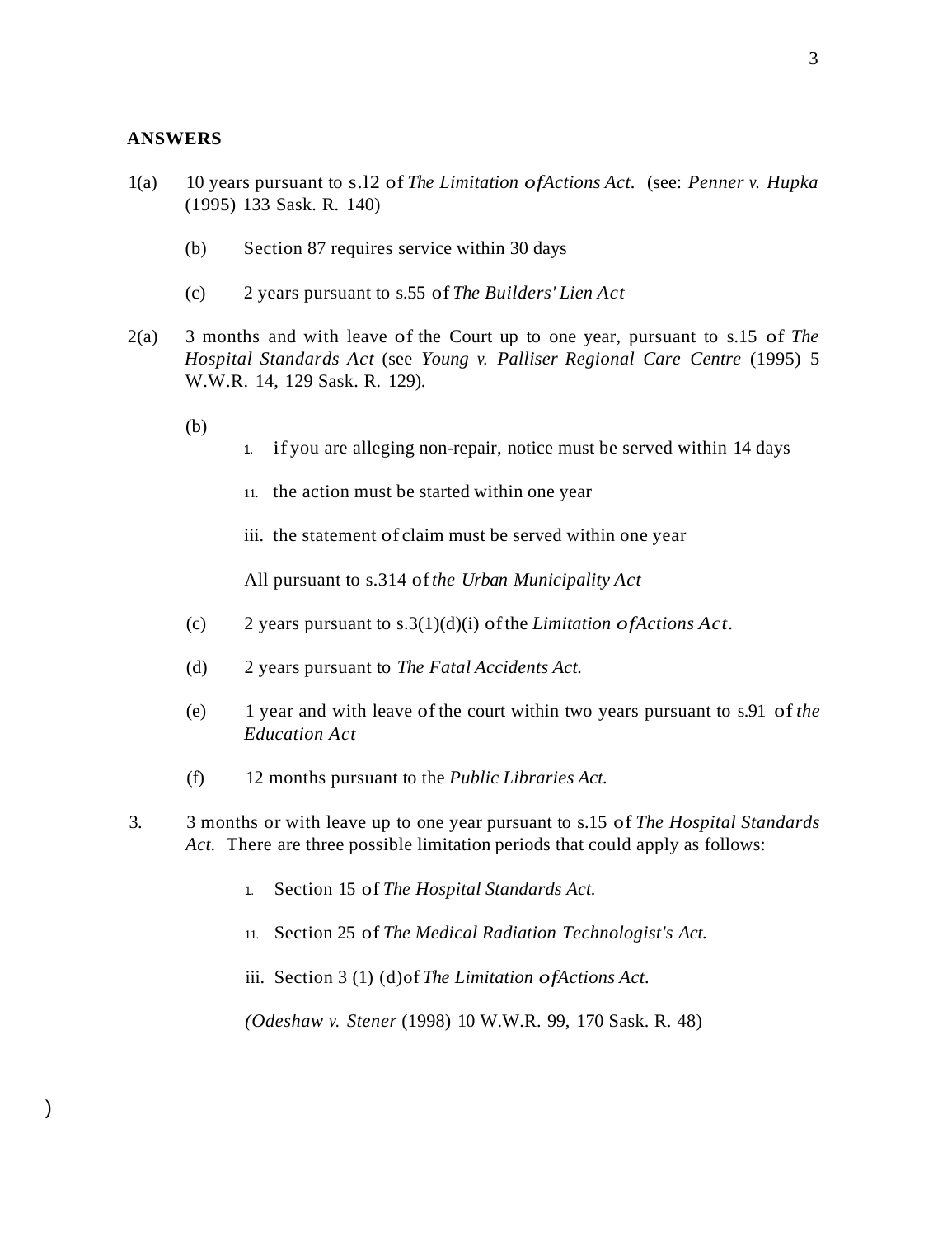**ANSWERS**

1(a) 10 years pursuant to s.12 of *The Limitation of Actions Act*. (see: *Penner v. Hupka* (1995) 133 Sask. R. 140)

(b) Section 87 requires service within 30 days

(c) 2 years pursuant to s.55 of *The Builders' Lien Act*

2(a) 3 months and with leave of the Court up to one year, pursuant to s.15 of *The Hospital Standards Act* (see *Young v. Palliser Regional Care Centre* (1995) 5 W.W.R. 14, 129 Sask. R. 129).

(b)

i. if you are alleging non-repair, notice must be served within 14 days

ii. the action must be started within one year

iii. the statement of claim must be served within one year

All pursuant to s.314 of *the Urban Municipality Act*

(c) 2 years pursuant to s.3(1)(d)(i) of the *Limitation of Actions Act*.

(d) 2 years pursuant to *The Fatal Accidents Act.*

(e) 1 year and with leave of the court within two years pursuant to s.91 of *the Education Act*

(f) 12 months pursuant to the *Public Libraries Act.*

3. 3 months or with leave up to one year pursuant to s.15 of *The Hospital Standards Act.* There are three possible limitation periods that could apply as follows:

i. Section 15 of *The Hospital Standards Act.*

ii. Section 25 of *The Medical Radiation Technologist's Act.*

iii. Section 3 (1) (d) of *The Limitation of Actions Act.*

*(Odeshaw v. Stener* (1998) 10 W.W.R. 99, 170 Sask. R. 48)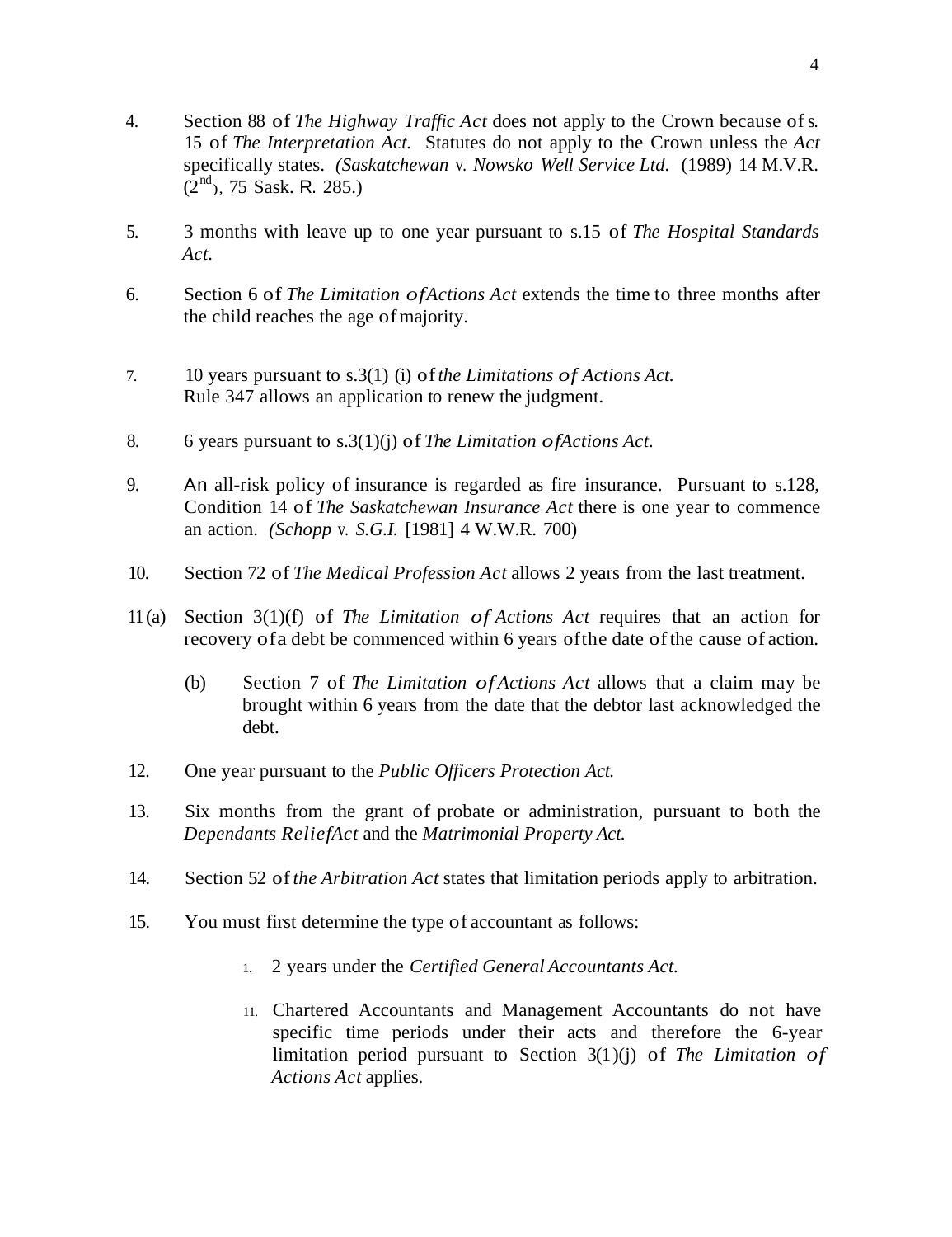4. Section 88 of *The Highway Traffic Act* does not apply to the Crown because of s. 15 of *The Interpretation Act.* Statutes do not apply to the Crown unless the *Act* specifically states. *(Saskatchewan* v. *Nowsko Well Service Ltd.* (1989) 14 M.V.R. (2nd), 75 Sask. R. 285.)

5. 3 months with leave up to one year pursuant to s.15 of *The Hospital Standards Act.*

6. Section 6 of *The Limitation of Actions Act* extends the time to three months after the child reaches the age of majority.

7. 10 years pursuant to s.3(1) (i) of *the Limitations of Actions Act.* Rule 347 allows an application to renew the judgment.

8. 6 years pursuant to s.3(1)(j) of *The Limitation of Actions Act.*

9. An all-risk policy of insurance is regarded as fire insurance. Pursuant to s.128, Condition 14 of *The Saskatchewan Insurance Act* there is one year to commence an action. *(Schopp* v. *S.G.I.* [1981] 4 W.W.R. 700)

10. Section 72 of *The Medical Profession Act* allows 2 years from the last treatment.

11. (a) Section 3(1)(f) of *The Limitation of Actions Act* requires that an action for recovery of a debt be commenced within 6 years of the date of the cause of action.

    (b) Section 7 of *The Limitation of Actions Act* allows that a claim may be brought within 6 years from the date that the debtor last acknowledged the debt.

12. One year pursuant to the *Public Officers Protection Act.*

13. Six months from the grant of probate or administration, pursuant to both the *Dependants Relief Act* and the *Matrimonial Property Act.*

14. Section 52 of *the Arbitration Act* states that limitation periods apply to arbitration.

15. You must first determine the type of accountant as follows:

    i. 2 years under the *Certified General Accountants Act.*

    ii. Chartered Accountants and Management Accountants do not have specific time periods under their acts and therefore the 6-year limitation period pursuant to Section 3(1)(j) of *The Limitation of Actions Act* applies.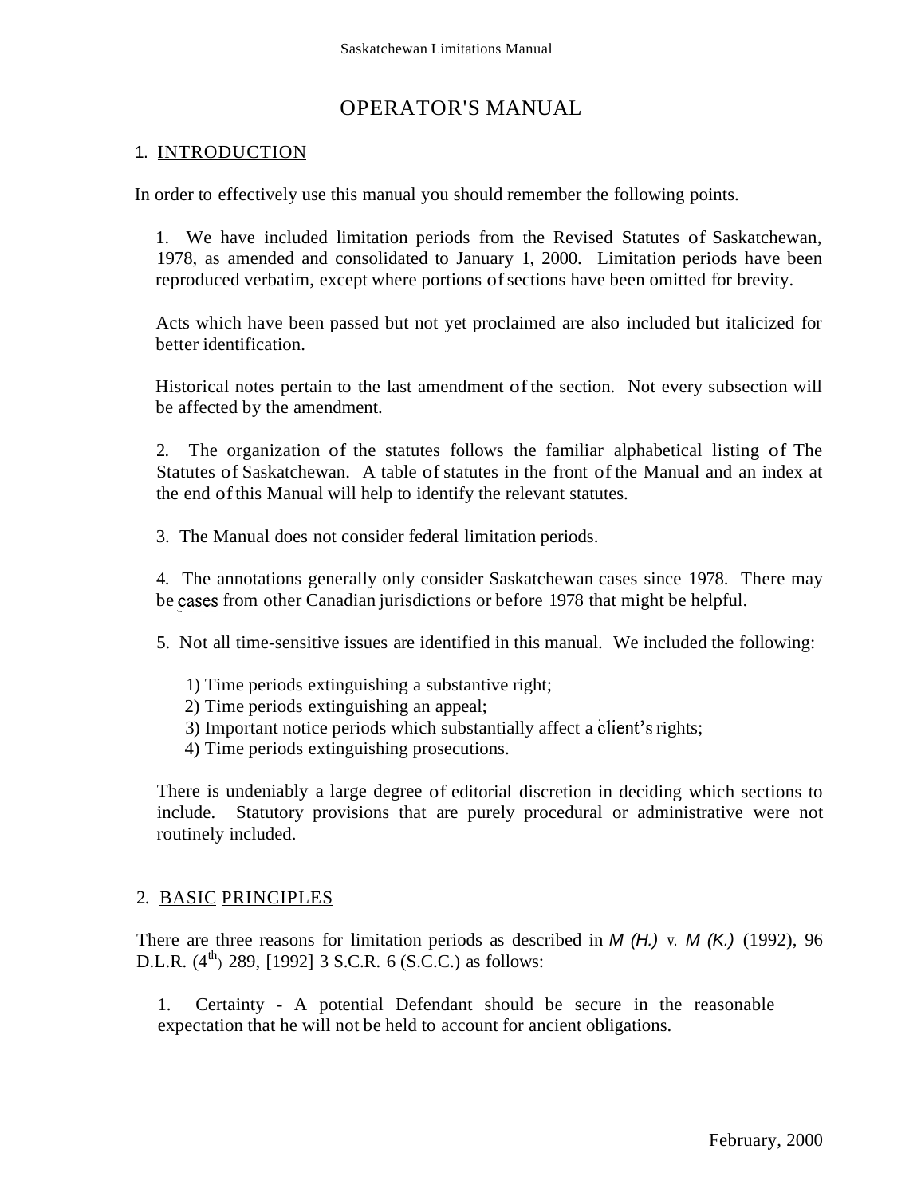# OPERATOR'S MANUAL

## 1. INTRODUCTION

In order to effectively use this manual you should remember the following points.

1. We have included limitation periods from the Revised Statutes of Saskatchewan, 1978, as amended and consolidated to January 1, 2000. Limitation periods have been reproduced verbatim, except where portions of sections have been omitted for brevity.

   Acts which have been passed but not yet proclaimed are also included but italicized for better identification.

   Historical notes pertain to the last amendment of the section. Not every subsection will be affected by the amendment.

2. The organization of the statutes follows the familiar alphabetical listing of The Statutes of Saskatchewan. A table of statutes in the front of the Manual and an index at the end of this Manual will help to identify the relevant statutes.

3. The Manual does not consider federal limitation periods.

4. The annotations generally only consider Saskatchewan cases since 1978. There may be cases from other Canadian jurisdictions or before 1978 that might be helpful.

5. Not all time-sensitive issues are identified in this manual. We included the following:

   1) Time periods extinguishing a substantive right;
   2) Time periods extinguishing an appeal;
   3) Important notice periods which substantially affect a client's rights;
   4) Time periods extinguishing prosecutions.

   There is undeniably a large degree of editorial discretion in deciding which sections to include. Statutory provisions that are purely procedural or administrative were not routinely included.

## 2. BASIC PRINCIPLES

There are three reasons for limitation periods as described in *M (H.)* v. *M (K.)* (1992), 96 D.L.R. (4th) 289, [1992] 3 S.C.R. 6 (S.C.C.) as follows:

1. Certainty - A potential Defendant should be secure in the reasonable expectation that he will not be held to account for ancient obligations.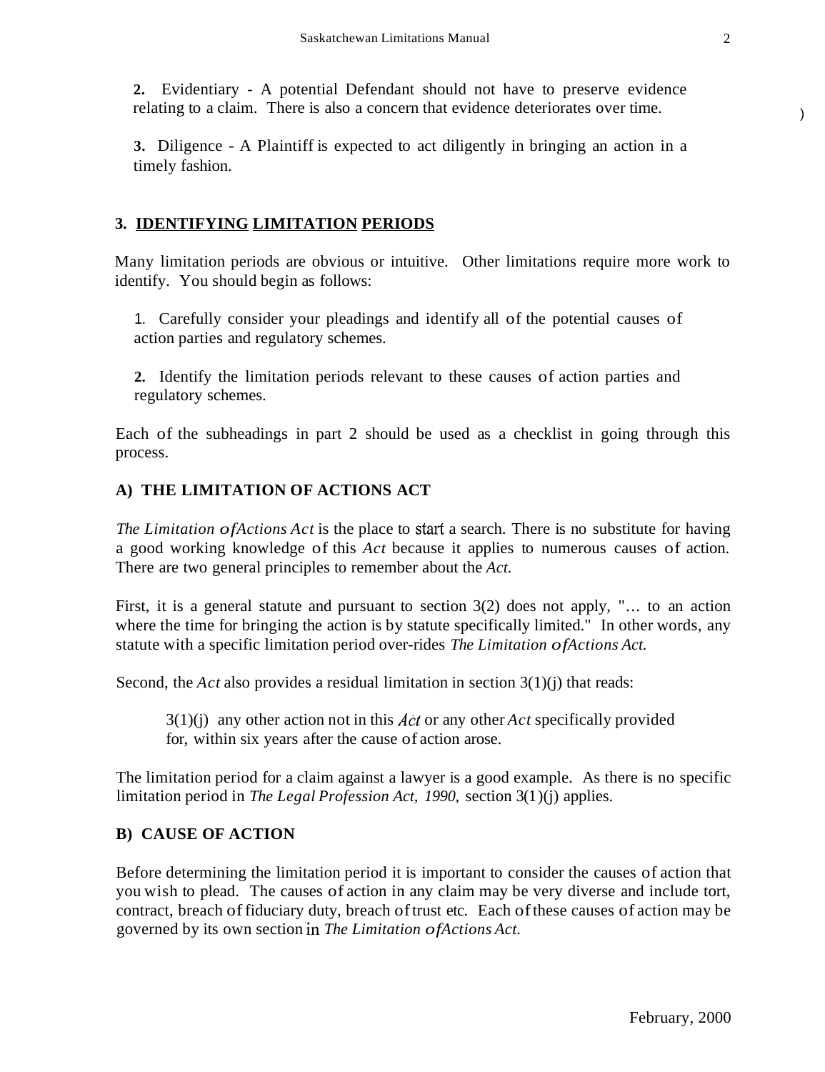**2.** Evidentiary - A potential Defendant should not have to preserve evidence relating to a claim. There is also a concern that evidence deteriorates over time.

**3.** Diligence - A Plaintiff is expected to act diligently in bringing an action in a timely fashion.

## 3. IDENTIFYING LIMITATION PERIODS

Many limitation periods are obvious or intuitive. Other limitations require more work to identify. You should begin as follows:

1. Carefully consider your pleadings and identify all of the potential causes of action parties and regulatory schemes.

**2.** Identify the limitation periods relevant to these causes of action parties and regulatory schemes.

Each of the subheadings in part 2 should be used as a checklist in going through this process.

### A) THE LIMITATION OF ACTIONS ACT

*The Limitation of Actions Act* is the place to start a search. There is no substitute for having a good working knowledge of this *Act* because it applies to numerous causes of action. There are two general principles to remember about the *Act.*

First, it is a general statute and pursuant to section 3(2) does not apply, "… to an action where the time for bringing the action is by statute specifically limited." In other words, any statute with a specific limitation period over-rides *The Limitation of Actions Act.*

Second, the *Act* also provides a residual limitation in section 3(1)(j) that reads:

> 3(1)(j) any other action not in this *Act* or any other *Act* specifically provided for, within six years after the cause of action arose.

The limitation period for a claim against a lawyer is a good example. As there is no specific limitation period in *The Legal Profession Act, 1990,* section 3(1)(j) applies.

### B) CAUSE OF ACTION

Before determining the limitation period it is important to consider the causes of action that you wish to plead. The causes of action in any claim may be very diverse and include tort, contract, breach of fiduciary duty, breach of trust etc. Each of these causes of action may be governed by its own section in *The Limitation of Actions Act.*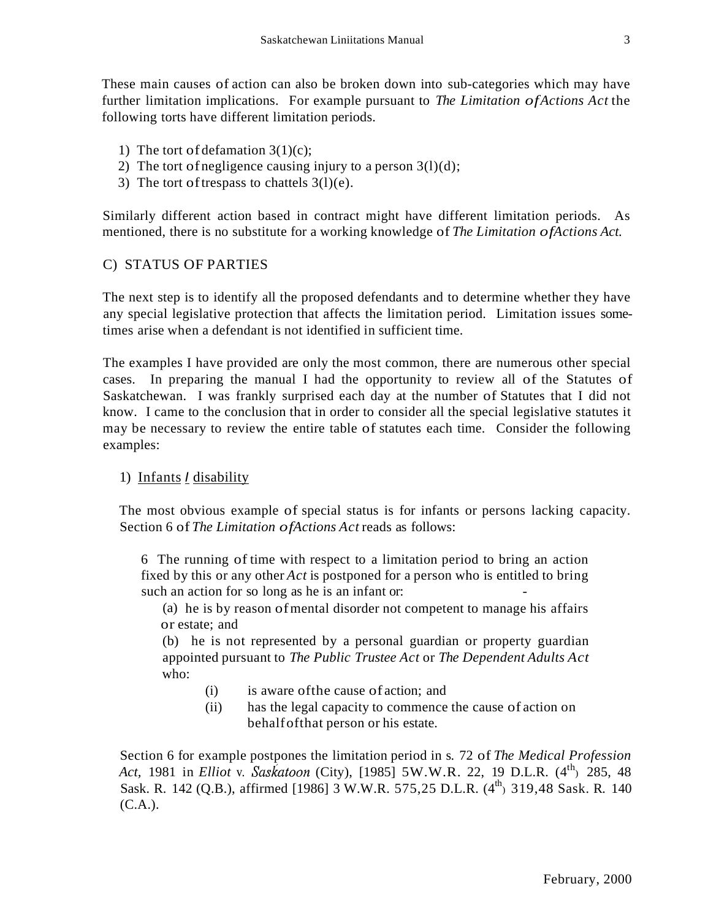These main causes of action can also be broken down into sub-categories which may have further limitation implications. For example pursuant to *The Limitation of Actions Act* the following torts have different limitation periods.

1) The tort of defamation 3(1)(c);
2) The tort of negligence causing injury to a person 3(l)(d);
3) The tort of trespass to chattels 3(l)(e).

Similarly different action based in contract might have different limitation periods. As mentioned, there is no substitute for a working knowledge of *The Limitation of Actions Act.*

## C) STATUS OF PARTIES

The next step is to identify all the proposed defendants and to determine whether they have any special legislative protection that affects the limitation period. Limitation issues sometimes arise when a defendant is not identified in sufficient time.

The examples I have provided are only the most common, there are numerous other special cases. In preparing the manual I had the opportunity to review all of the Statutes of Saskatchewan. I was frankly surprised each day at the number of Statutes that I did not know. I came to the conclusion that in order to consider all the special legislative statutes it may be necessary to review the entire table of statutes each time. Consider the following examples:

### 1) Infants / disability

The most obvious example of special status is for infants or persons lacking capacity. Section 6 of *The Limitation of Actions Act* reads as follows:

> 6 The running of time with respect to a limitation period to bring an action fixed by this or any other *Act* is postponed for a person who is entitled to bring such an action for so long as he is an infant or: -
>
> (a) he is by reason of mental disorder not competent to manage his affairs or estate; and
>
> (b) he is not represented by a personal guardian or property guardian appointed pursuant to *The Public Trustee Act* or *The Dependent Adults Act* who:
>
> (i) is aware of the cause of action; and
>
> (ii) has the legal capacity to commence the cause of action on behalf of that person or his estate.

Section 6 for example postpones the limitation period in s. 72 of *The Medical Profession Act*, 1981 in *Elliot* v. *Saskatoon* (City), [1985] 5W.W.R. 22, 19 D.L.R. (4th) 285, 48 Sask. R. 142 (Q.B.), affirmed [1986] 3 W.W.R. 575,25 D.L.R. (4th) 319,48 Sask. R. 140 (C.A.).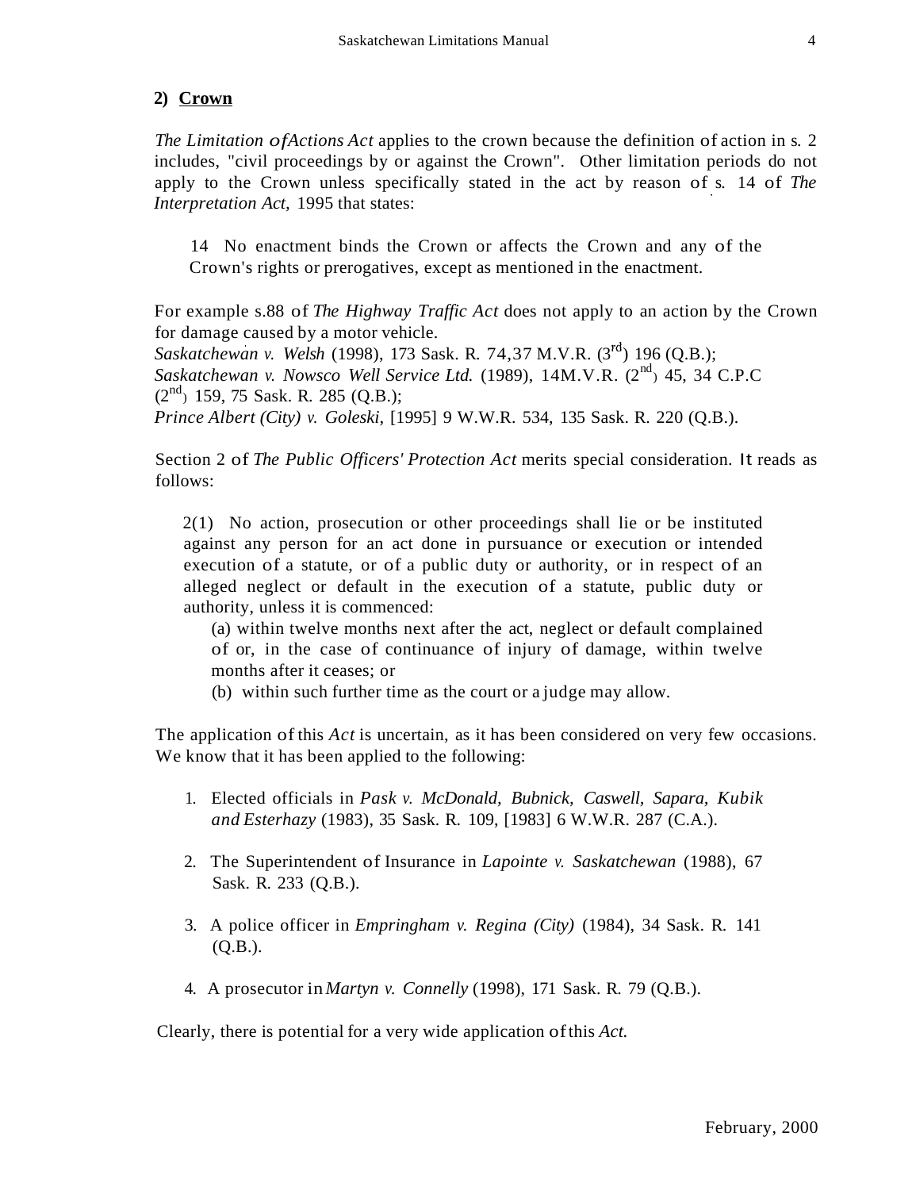## 2) **Crown**

*The Limitation of Actions Act* applies to the crown because the definition of action in s. 2 includes, "civil proceedings by or against the Crown". Other limitation periods do not apply to the Crown unless specifically stated in the act by reason of s. 14 of *The Interpretation Act*, 1995 that states:

> 14 No enactment binds the Crown or affects the Crown and any of the Crown's rights or prerogatives, except as mentioned in the enactment.

For example s.88 of *The Highway Traffic Act* does not apply to an action by the Crown for damage caused by a motor vehicle.
*Saskatchewan v. Welsh* (1998), 173 Sask. R. 74, 37 M.V.R. (3rd) 196 (Q.B.);
*Saskatchewan v. Nowsco Well Service Ltd.* (1989), 14 M.V.R. (2nd) 45, 34 C.P.C (2nd) 159, 75 Sask. R. 285 (Q.B.);
*Prince Albert (City) v. Goleski*, [1995] 9 W.W.R. 534, 135 Sask. R. 220 (Q.B.).

Section 2 of *The Public Officers' Protection Act* merits special consideration. It reads as follows:

> 2(1) No action, prosecution or other proceedings shall lie or be instituted against any person for an act done in pursuance or execution or intended execution of a statute, or of a public duty or authority, or in respect of an alleged neglect or default in the execution of a statute, public duty or authority, unless it is commenced:
>
> (a) within twelve months next after the act, neglect or default complained of or, in the case of continuance of injury of damage, within twelve months after it ceases; or
>
> (b) within such further time as the court or a judge may allow.

The application of this *Act* is uncertain, as it has been considered on very few occasions. We know that it has been applied to the following:

1. Elected officials in *Pask v. McDonald, Bubnick, Caswell, Sapara, Kubik and Esterhazy* (1983), 35 Sask. R. 109, [1983] 6 W.W.R. 287 (C.A.).

2. The Superintendent of Insurance in *Lapointe v. Saskatchewan* (1988), 67 Sask. R. 233 (Q.B.).

3. A police officer in *Empringham v. Regina (City)* (1984), 34 Sask. R. 141 (Q.B.).

4. A prosecutor in *Martyn v. Connelly* (1998), 171 Sask. R. 79 (Q.B.).

Clearly, there is potential for a very wide application of this *Act.*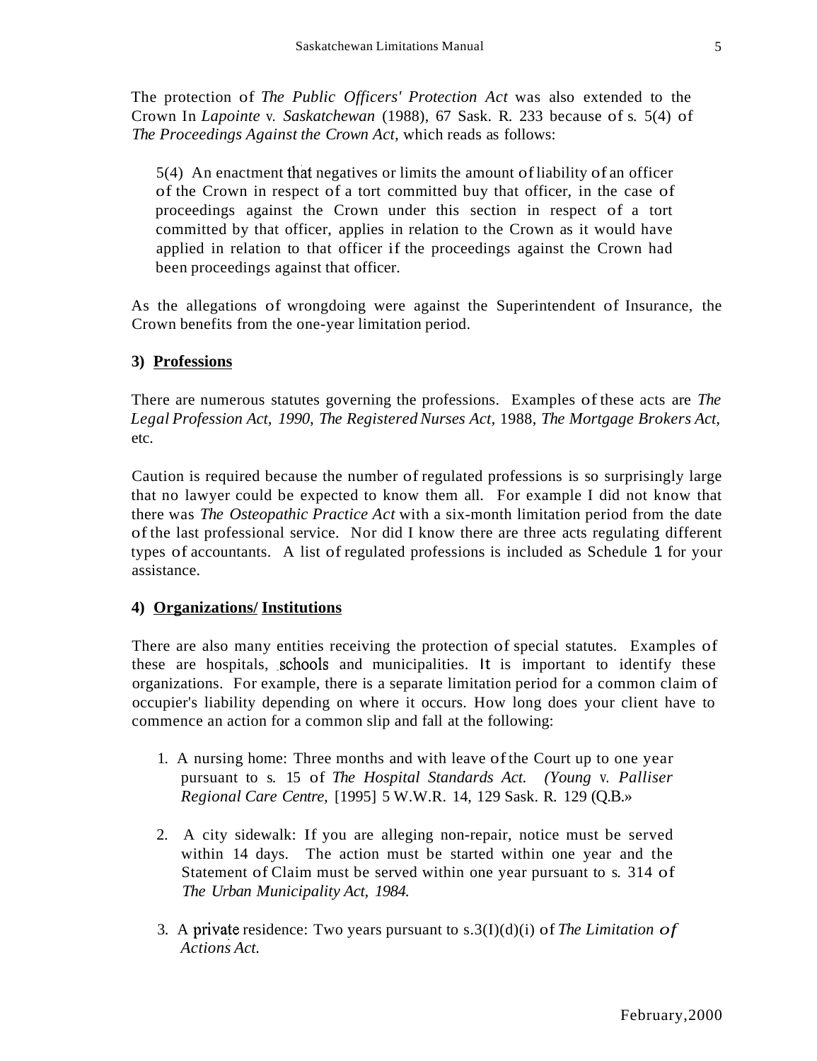The protection of *The Public Officers' Protection Act* was also extended to the Crown In *Lapointe* v. *Saskatchewan* (1988), 67 Sask. R. 233 because of s. 5(4) of *The Proceedings Against the Crown Act*, which reads as follows:

> 5(4) An enactment that negatives or limits the amount of liability of an officer of the Crown in respect of a tort committed buy that officer, in the case of proceedings against the Crown under this section in respect of a tort committed by that officer, applies in relation to the Crown as it would have applied in relation to that officer if the proceedings against the Crown had been proceedings against that officer.

As the allegations of wrongdoing were against the Superintendent of Insurance, the Crown benefits from the one-year limitation period.

### 3) Professions

There are numerous statutes governing the professions. Examples of these acts are *The Legal Profession Act, 1990, The Registered Nurses Act,* 1988, *The Mortgage Brokers Act,* etc.

Caution is required because the number of regulated professions is so surprisingly large that no lawyer could be expected to know them all. For example I did not know that there was *The Osteopathic Practice Act* with a six-month limitation period from the date of the last professional service. Nor did I know there are three acts regulating different types of accountants. A list of regulated professions is included as Schedule 1 for your assistance.

### 4) Organizations/ Institutions

There are also many entities receiving the protection of special statutes. Examples of these are hospitals, schools and municipalities. It is important to identify these organizations. For example, there is a separate limitation period for a common claim of occupier's liability depending on where it occurs. How long does your client have to commence an action for a common slip and fall at the following:

1. A nursing home: Three months and with leave of the Court up to one year pursuant to s. 15 of *The Hospital Standards Act. (Young* v. *Palliser Regional Care Centre,* [1995] 5 W.W.R. 14, 129 Sask. R. 129 (Q.B.»

2. A city sidewalk: If you are alleging non-repair, notice must be served within 14 days. The action must be started within one year and the Statement of Claim must be served within one year pursuant to s. 314 of *The Urban Municipality Act, 1984.*

3. A private residence: Two years pursuant to s.3(I)(d)(i) of *The Limitation of Actions Act.*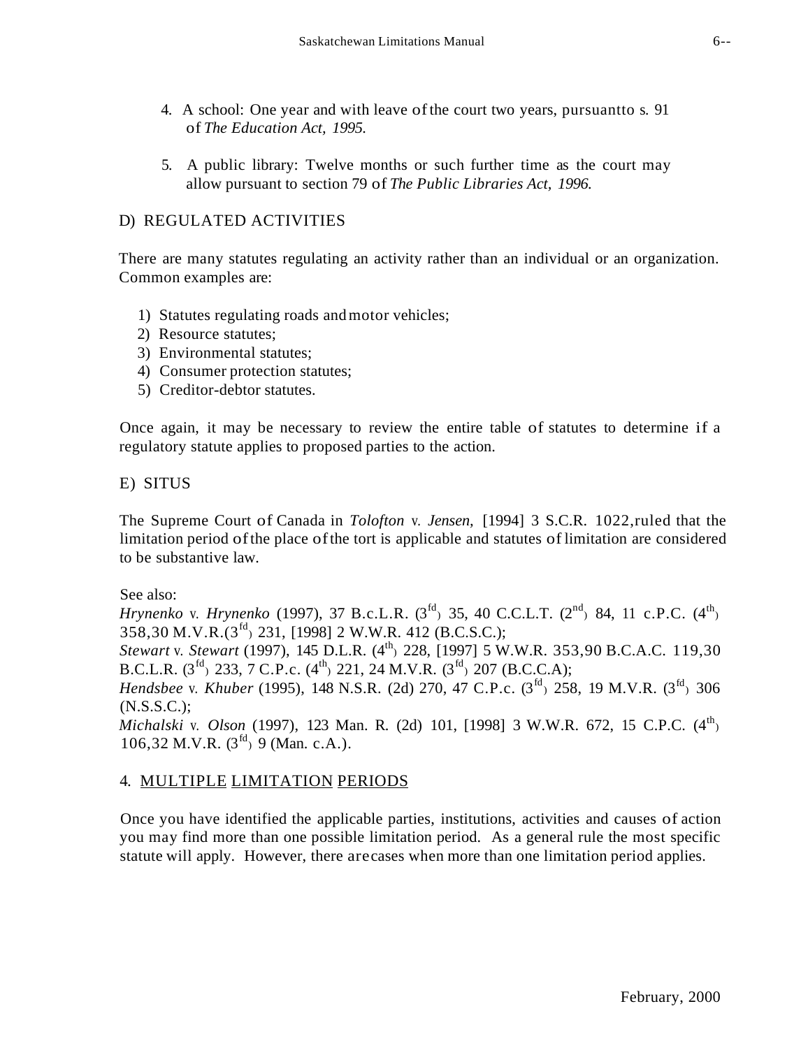4. A school: One year and with leave of the court two years, pursuant to s. 91 of *The Education Act, 1995.*

5. A public library: Twelve months or such further time as the court may allow pursuant to section 79 of *The Public Libraries Act, 1996.*

D) REGULATED ACTIVITIES

There are many statutes regulating an activity rather than an individual or an organization. Common examples are:

1) Statutes regulating roads and motor vehicles;
2) Resource statutes;
3) Environmental statutes;
4) Consumer protection statutes;
5) Creditor-debtor statutes.

Once again, it may be necessary to review the entire table of statutes to determine if a regulatory statute applies to proposed parties to the action.

E) SITUS

The Supreme Court of Canada in *Tolofton* v. *Jensen,* [1994] 3 S.C.R. 1022, ruled that the limitation period of the place of the tort is applicable and statutes of limitation are considered to be substantive law.

See also:
*Hrynenko* v. *Hrynenko* (1997), 37 B.c.L.R. (3fd) 35, 40 C.C.L.T. (2nd) 84, 11 c.P.C. (4th) 358, 30 M.V.R. (3fd) 231, [1998] 2 W.W.R. 412 (B.C.S.C.);
*Stewart* v. *Stewart* (1997), 145 D.L.R. (4th) 228, [1997] 5 W.W.R. 353, 90 B.C.A.C. 119, 30 B.C.L.R. (3fd) 233, 7 C.P.c. (4th) 221, 24 M.V.R. (3fd) 207 (B.C.C.A);
*Hendsbee* v. *Khuber* (1995), 148 N.S.R. (2d) 270, 47 C.P.c. (3fd) 258, 19 M.V.R. (3fd) 306 (N.S.S.C.);
*Michalski* v. *Olson* (1997), 123 Man. R. (2d) 101, [1998] 3 W.W.R. 672, 15 C.P.C. (4th) 106, 32 M.V.R. (3fd) 9 (Man. c.A.).

4. MULTIPLE LIMITATION PERIODS

Once you have identified the applicable parties, institutions, activities and causes of action you may find more than one possible limitation period. As a general rule the most specific statute will apply. However, there are cases when more than one limitation period applies.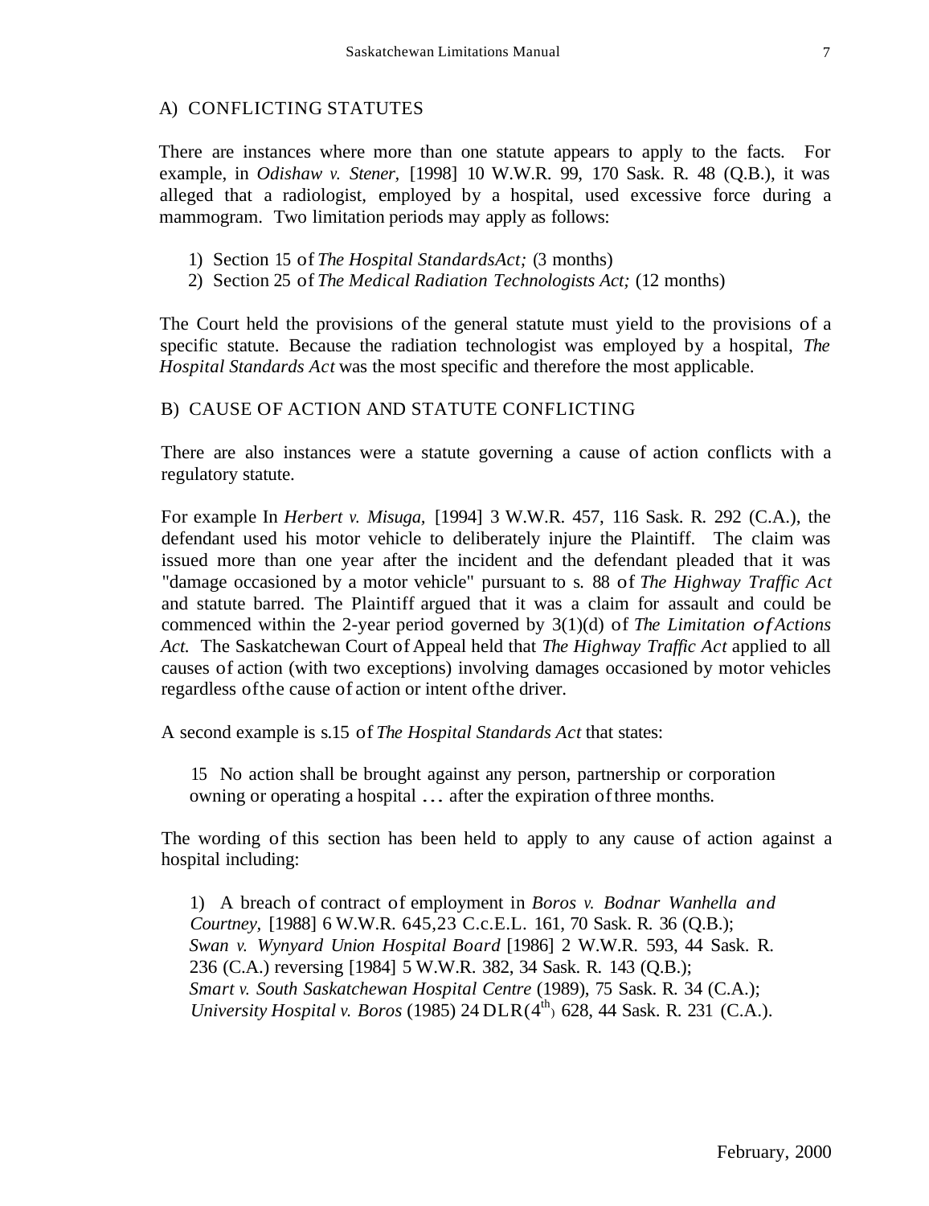## A) CONFLICTING STATUTES

There are instances where more than one statute appears to apply to the facts. For example, in *Odishaw v. Stener,* [1998] 10 W.W.R. 99, 170 Sask. R. 48 (Q.B.), it was alleged that a radiologist, employed by a hospital, used excessive force during a mammogram. Two limitation periods may apply as follows:

1) Section 15 of *The Hospital StandardsAct;* (3 months)
2) Section 25 of *The Medical Radiation Technologists Act;* (12 months)

The Court held the provisions of the general statute must yield to the provisions of a specific statute. Because the radiation technologist was employed by a hospital, *The Hospital Standards Act* was the most specific and therefore the most applicable.

## B) CAUSE OF ACTION AND STATUTE CONFLICTING

There are also instances were a statute governing a cause of action conflicts with a regulatory statute.

For example In *Herbert v. Misuga,* [1994] 3 W.W.R. 457, 116 Sask. R. 292 (C.A.), the defendant used his motor vehicle to deliberately injure the Plaintiff. The claim was issued more than one year after the incident and the defendant pleaded that it was "damage occasioned by a motor vehicle" pursuant to s. 88 of *The Highway Traffic Act* and statute barred. The Plaintiff argued that it was a claim for assault and could be commenced within the 2-year period governed by 3(1)(d) of *The Limitation ofActions Act.* The Saskatchewan Court of Appeal held that *The Highway Traffic Act* applied to all causes of action (with two exceptions) involving damages occasioned by motor vehicles regardless ofthe cause of action or intent ofthe driver.

A second example is s.15 of *The Hospital Standards Act* that states:

> 15 No action shall be brought against any person, partnership or corporation owning or operating a hospital ... after the expiration of three months.

The wording of this section has been held to apply to any cause of action against a hospital including:

1) A breach of contract of employment in *Boros v. Bodnar Wanhella and Courtney,* [1988] 6 W.W.R. 645,23 C.c.E.L. 161, 70 Sask. R. 36 (Q.B.); *Swan v. Wynyard Union Hospital Board* [1986] 2 W.W.R. 593, 44 Sask. R. 236 (C.A.) reversing [1984] 5 W.W.R. 382, 34 Sask. R. 143 (Q.B.); *Smart v. South Saskatchewan Hospital Centre* (1989), 75 Sask. R. 34 (C.A.); *University Hospital v. Boros* (1985) 24 DLR(4th) 628, 44 Sask. R. 231 (C.A.).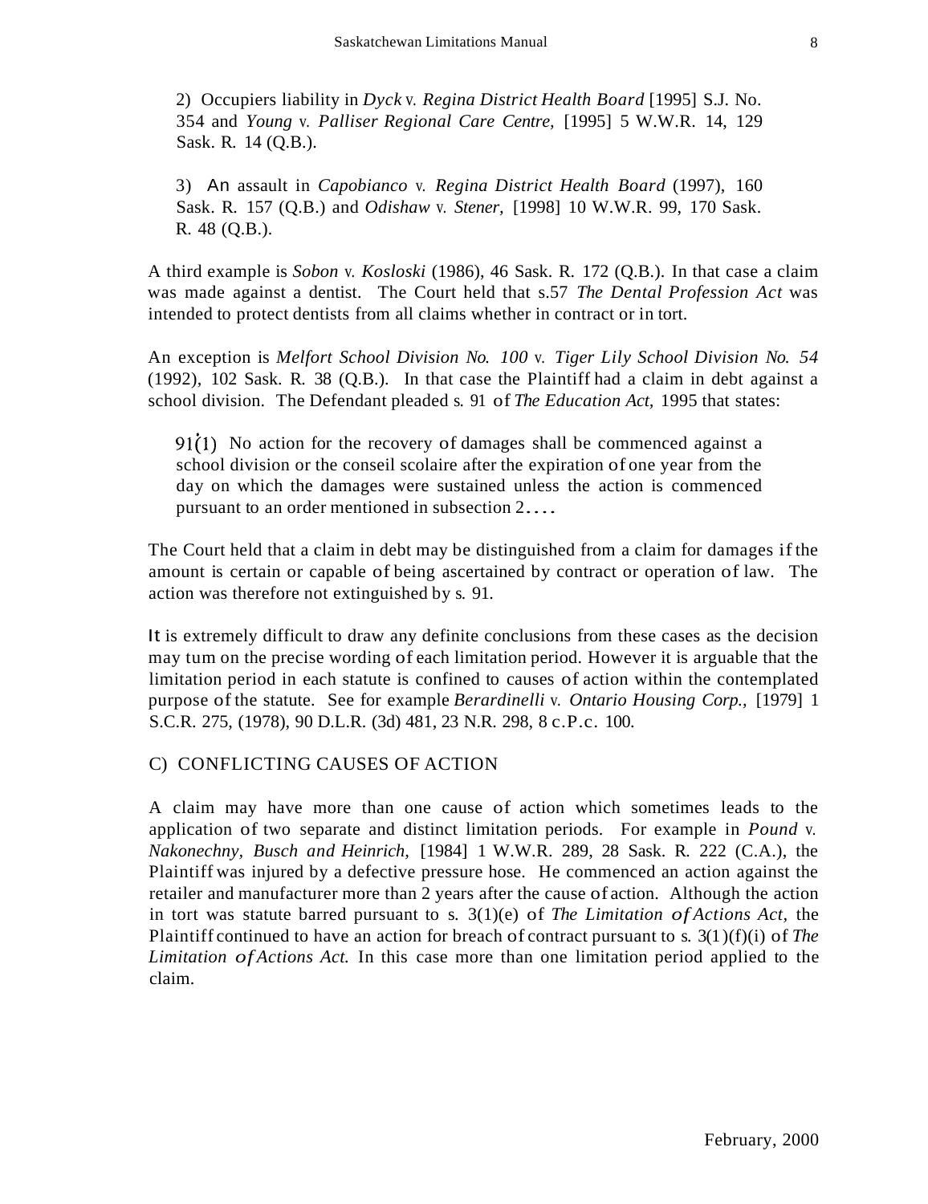2) Occupiers liability in *Dyck* v. *Regina District Health Board* [1995] S.J. No. 354 and *Young* v. *Palliser Regional Care Centre,* [1995] 5 W.W.R. 14, 129 Sask. R. 14 (Q.B.).

3) An assault in *Capobianco* v. *Regina District Health Board* (1997), 160 Sask. R. 157 (Q.B.) and *Odishaw* v. *Stener,* [1998] 10 W.W.R. 99, 170 Sask. R. 48 (Q.B.).

A third example is *Sobon* v. *Kosloski* (1986), 46 Sask. R. 172 (Q.B.). In that case a claim was made against a dentist. The Court held that s.57 *The Dental Profession Act* was intended to protect dentists from all claims whether in contract or in tort.

An exception is *Melfort School Division No. 100* v. *Tiger Lily School Division No. 54* (1992), 102 Sask. R. 38 (Q.B.). In that case the Plaintiff had a claim in debt against a school division. The Defendant pleaded s. 91 of *The Education Act,* 1995 that states:

> 91(1) No action for the recovery of damages shall be commenced against a school division or the conseil scolaire after the expiration of one year from the day on which the damages were sustained unless the action is commenced pursuant to an order mentioned in subsection 2....

The Court held that a claim in debt may be distinguished from a claim for damages if the amount is certain or capable of being ascertained by contract or operation of law. The action was therefore not extinguished by s. 91.

It is extremely difficult to draw any definite conclusions from these cases as the decision may turn on the precise wording of each limitation period. However it is arguable that the limitation period in each statute is confined to causes of action within the contemplated purpose of the statute. See for example *Berardinelli* v. *Ontario Housing Corp.,* [1979] 1 S.C.R. 275, (1978), 90 D.L.R. (3d) 481, 23 N.R. 298, 8 C.P.C. 100.

## C) CONFLICTING CAUSES OF ACTION

A claim may have more than one cause of action which sometimes leads to the application of two separate and distinct limitation periods. For example in *Pound* v. *Nakonechny, Busch and Heinrich,* [1984] 1 W.W.R. 289, 28 Sask. R. 222 (C.A.), the Plaintiff was injured by a defective pressure hose. He commenced an action against the retailer and manufacturer more than 2 years after the cause of action. Although the action in tort was statute barred pursuant to s. 3(1)(e) of *The Limitation of Actions Act*, the Plaintiff continued to have an action for breach of contract pursuant to s. 3(1)(f)(i) of *The Limitation of Actions Act.* In this case more than one limitation period applied to the claim.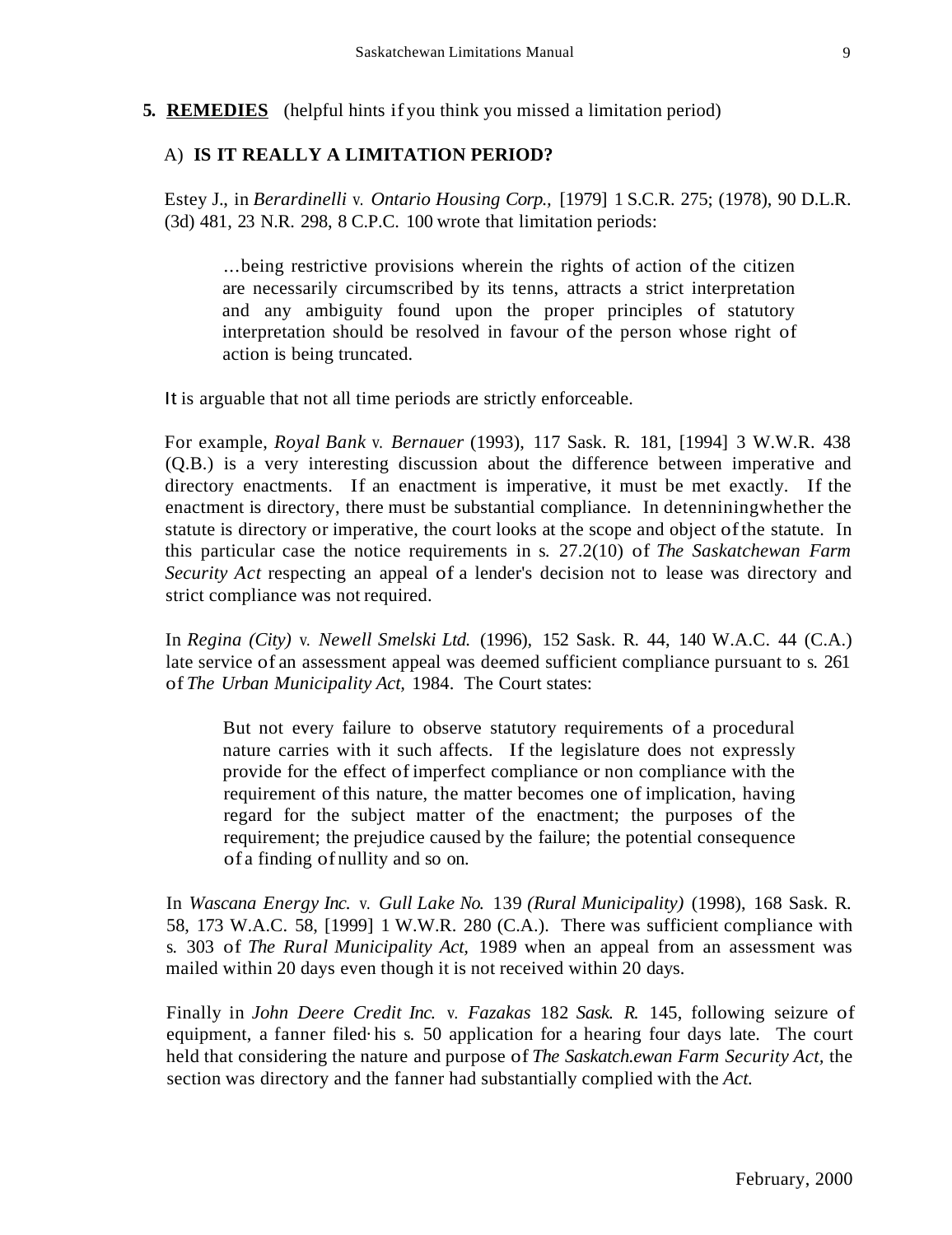## 5. REMEDIES (helpful hints if you think you missed a limitation period)

### A) IS IT REALLY A LIMITATION PERIOD?

Estey J., in *Berardinelli* v. *Ontario Housing Corp.*, [1979] 1 S.C.R. 275; (1978), 90 D.L.R. (3d) 481, 23 N.R. 298, 8 C.P.C. 100 wrote that limitation periods:

> …being restrictive provisions wherein the rights of action of the citizen are necessarily circumscribed by its tenns, attracts a strict interpretation and any ambiguity found upon the proper principles of statutory interpretation should be resolved in favour of the person whose right of action is being truncated.

It is arguable that not all time periods are strictly enforceable.

For example, *Royal Bank* v. *Bernauer* (1993), 117 Sask. R. 181, [1994] 3 W.W.R. 438 (Q.B.) is a very interesting discussion about the difference between imperative and directory enactments. If an enactment is imperative, it must be met exactly. If the enactment is directory, there must be substantial compliance. In detenniningwhether the statute is directory or imperative, the court looks at the scope and object of the statute. In this particular case the notice requirements in s. 27.2(10) of *The Saskatchewan Farm Security Act* respecting an appeal of a lender's decision not to lease was directory and strict compliance was not required.

In *Regina (City)* v. *Newell Smelski Ltd.* (1996), 152 Sask. R. 44, 140 W.A.C. 44 (C.A.) late service of an assessment appeal was deemed sufficient compliance pursuant to s. 261 of *The Urban Municipality Act,* 1984. The Court states:

> But not every failure to observe statutory requirements of a procedural nature carries with it such affects. If the legislature does not expressly provide for the effect of imperfect compliance or non compliance with the requirement of this nature, the matter becomes one of implication, having regard for the subject matter of the enactment; the purposes of the requirement; the prejudice caused by the failure; the potential consequence of a finding of nullity and so on.

In *Wascana Energy Inc.* v. *Gull Lake No.* 139 *(Rural Municipality)* (1998), 168 Sask. R. 58, 173 W.A.C. 58, [1999] 1 W.W.R. 280 (C.A.). There was sufficient compliance with s. 303 of *The Rural Municipality Act,* 1989 when an appeal from an assessment was mailed within 20 days even though it is not received within 20 days.

Finally in *John Deere Credit Inc.* v. *Fazakas* 182 *Sask. R.* 145, following seizure of equipment, a fanner filed· his s. 50 application for a hearing four days late. The court held that considering the nature and purpose of *The Saskatch.ewan Farm Security Act,* the section was directory and the fanner had substantially complied with the *Act.*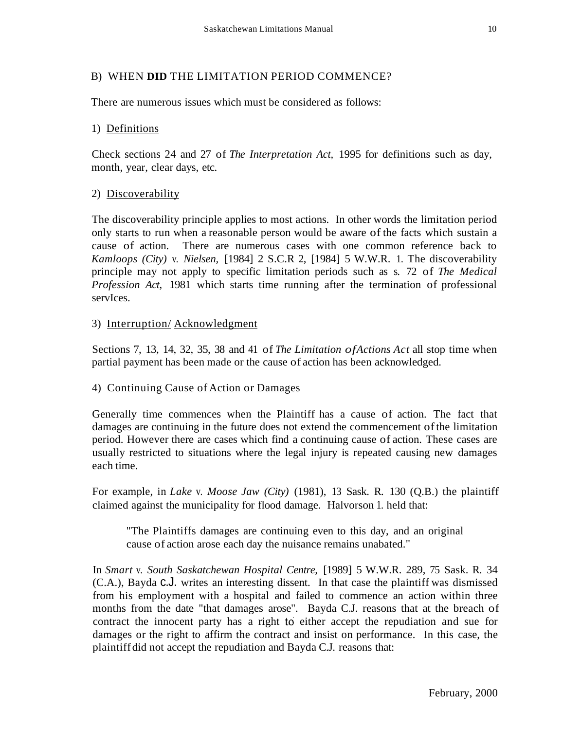## B) WHEN **DID** THE LIMITATION PERIOD COMMENCE?

There are numerous issues which must be considered as follows:

### 1) Definitions

Check sections 24 and 27 of *The Interpretation Act,* 1995 for definitions such as day, month, year, clear days, etc.

### 2) Discoverability

The discoverability principle applies to most actions. In other words the limitation period only starts to run when a reasonable person would be aware of the facts which sustain a cause of action. There are numerous cases with one common reference back to *Kamloops (City)* v. *Nielsen,* [1984] 2 S.C.R 2, [1984] 5 W.W.R. 1. The discoverability principle may not apply to specific limitation periods such as s. 72 of *The Medical Profession Act,* 1981 which starts time running after the termination of professional servIces.

### 3) Interruption/ Acknowledgment

Sections 7, 13, 14, 32, 35, 38 and 41 of *The Limitation ofActions Act* all stop time when partial payment has been made or the cause of action has been acknowledged.

### 4) Continuing Cause of Action or Damages

Generally time commences when the Plaintiff has a cause of action. The fact that damages are continuing in the future does not extend the commencement of the limitation period. However there are cases which find a continuing cause of action. These cases are usually restricted to situations where the legal injury is repeated causing new damages each time.

For example, in *Lake* v. *Moose Jaw (City)* (1981), 13 Sask. R. 130 (Q.B.) the plaintiff claimed against the municipality for flood damage. Halvorson l. held that:

> "The Plaintiffs damages are continuing even to this day, and an original cause of action arose each day the nuisance remains unabated."

In *Smart* v. *South Saskatchewan Hospital Centre,* [1989] 5 W.W.R. 289, 75 Sask. R. 34 (C.A.), Bayda C.J. writes an interesting dissent. In that case the plaintiff was dismissed from his employment with a hospital and failed to commence an action within three months from the date "that damages arose". Bayda C.J. reasons that at the breach of contract the innocent party has a right to either accept the repudiation and sue for damages or the right to affirm the contract and insist on performance. In this case, the plaintiff did not accept the repudiation and Bayda C.J. reasons that: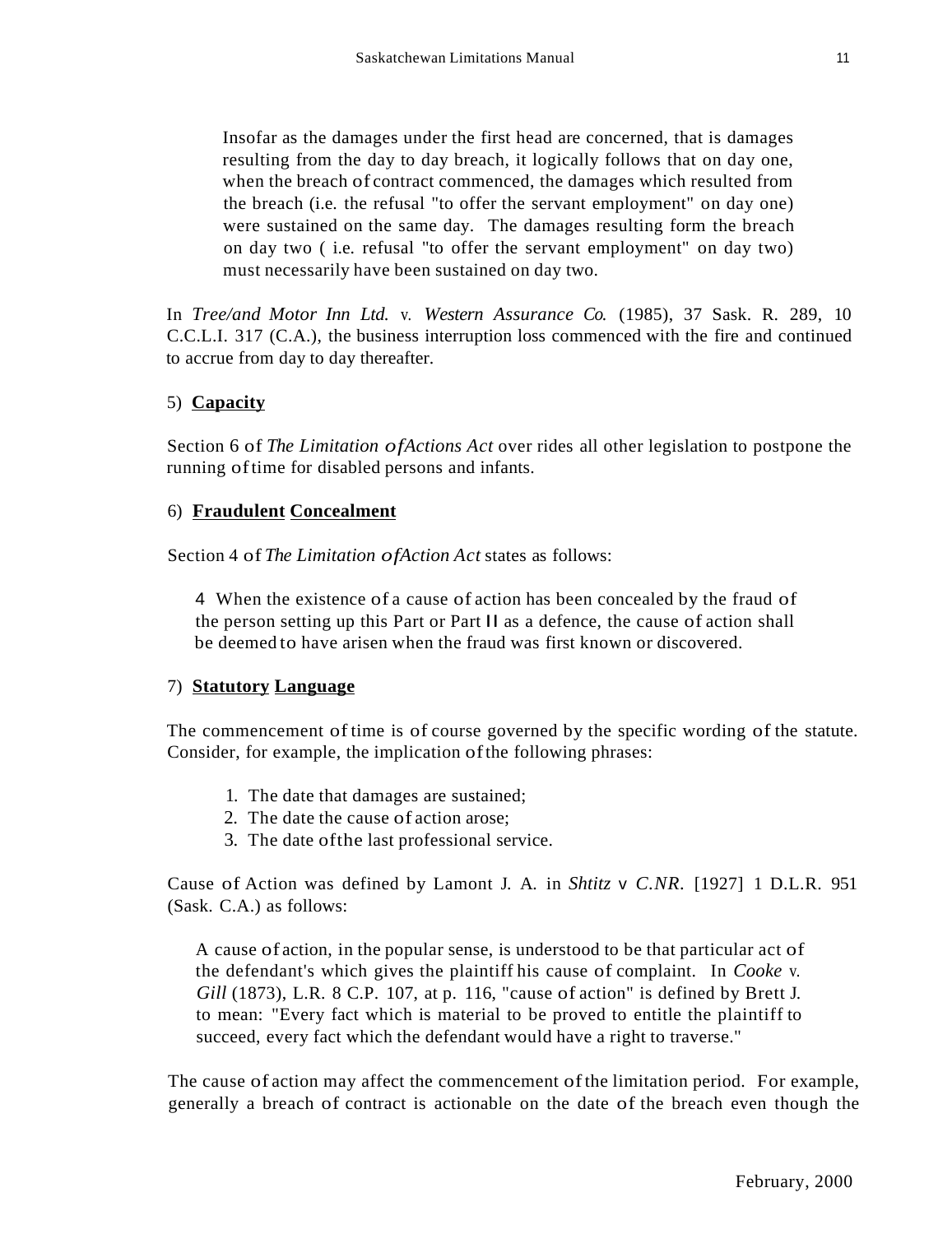> Insofar as the damages under the first head are concerned, that is damages resulting from the day to day breach, it logically follows that on day one, when the breach of contract commenced, the damages which resulted from the breach (i.e. the refusal "to offer the servant employment" on day one) were sustained on the same day. The damages resulting form the breach on day two ( i.e. refusal "to offer the servant employment" on day two) must necessarily have been sustained on day two.

In *Tree/and Motor Inn Ltd.* v. *Western Assurance Co.* (1985), 37 Sask. R. 289, 10 C.C.L.I. 317 (C.A.), the business interruption loss commenced with the fire and continued to accrue from day to day thereafter.

5) **Capacity**

Section 6 of *The Limitation of Actions Act* over rides all other legislation to postpone the running of time for disabled persons and infants.

6) **Fraudulent Concealment**

Section 4 of *The Limitation of Action Act* states as follows:

> 4 When the existence of a cause of action has been concealed by the fraud of the person setting up this Part or Part II as a defence, the cause of action shall be deemed to have arisen when the fraud was first known or discovered.

7) **Statutory Language**

The commencement of time is of course governed by the specific wording of the statute. Consider, for example, the implication of the following phrases:

1. The date that damages are sustained;
2. The date the cause of action arose;
3. The date of the last professional service.

Cause of Action was defined by Lamont J. A. in *Shtitz* v *C.NR*. [1927] 1 D.L.R. 951 (Sask. C.A.) as follows:

> A cause of action, in the popular sense, is understood to be that particular act of the defendant's which gives the plaintiff his cause of complaint. In *Cooke* v. *Gill* (1873), L.R. 8 C.P. 107, at p. 116, "cause of action" is defined by Brett J. to mean: "Every fact which is material to be proved to entitle the plaintiff to succeed, every fact which the defendant would have a right to traverse."

The cause of action may affect the commencement of the limitation period. For example, generally a breach of contract is actionable on the date of the breach even though the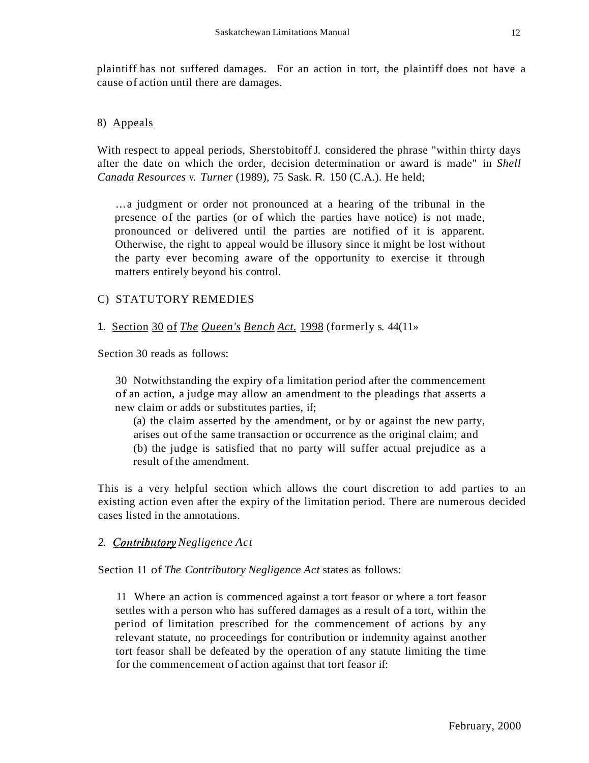plaintiff has not suffered damages. For an action in tort, the plaintiff does not have a cause of action until there are damages.

8) Appeals

With respect to appeal periods, Sherstobitoff J. considered the phrase "within thirty days after the date on which the order, decision determination or award is made" in *Shell Canada Resources* v. *Turner* (1989), 75 Sask. R. 150 (C.A.). He held;

> ...a judgment or order not pronounced at a hearing of the tribunal in the presence of the parties (or of which the parties have notice) is not made, pronounced or delivered until the parties are notified of it is apparent. Otherwise, the right to appeal would be illusory since it might be lost without the party ever becoming aware of the opportunity to exercise it through matters entirely beyond his control.

C) STATUTORY REMEDIES

1. Section 30 of *The Queen's Bench Act.* 1998 (formerly s. 44(11»

Section 30 reads as follows:

> 30 Notwithstanding the expiry of a limitation period after the commencement of an action, a judge may allow an amendment to the pleadings that asserts a new claim or adds or substitutes parties, if;
>
> (a) the claim asserted by the amendment, or by or against the new party, arises out of the same transaction or occurrence as the original claim; and
>
> (b) the judge is satisfied that no party will suffer actual prejudice as a result of the amendment.

This is a very helpful section which allows the court discretion to add parties to an existing action even after the expiry of the limitation period. There are numerous decided cases listed in the annotations.

*2. Contributory Negligence Act*

Section 11 of *The Contributory Negligence Act* states as follows:

> 11 Where an action is commenced against a tort feasor or where a tort feasor settles with a person who has suffered damages as a result of a tort, within the period of limitation prescribed for the commencement of actions by any relevant statute, no proceedings for contribution or indemnity against another tort feasor shall be defeated by the operation of any statute limiting the time for the commencement of action against that tort feasor if: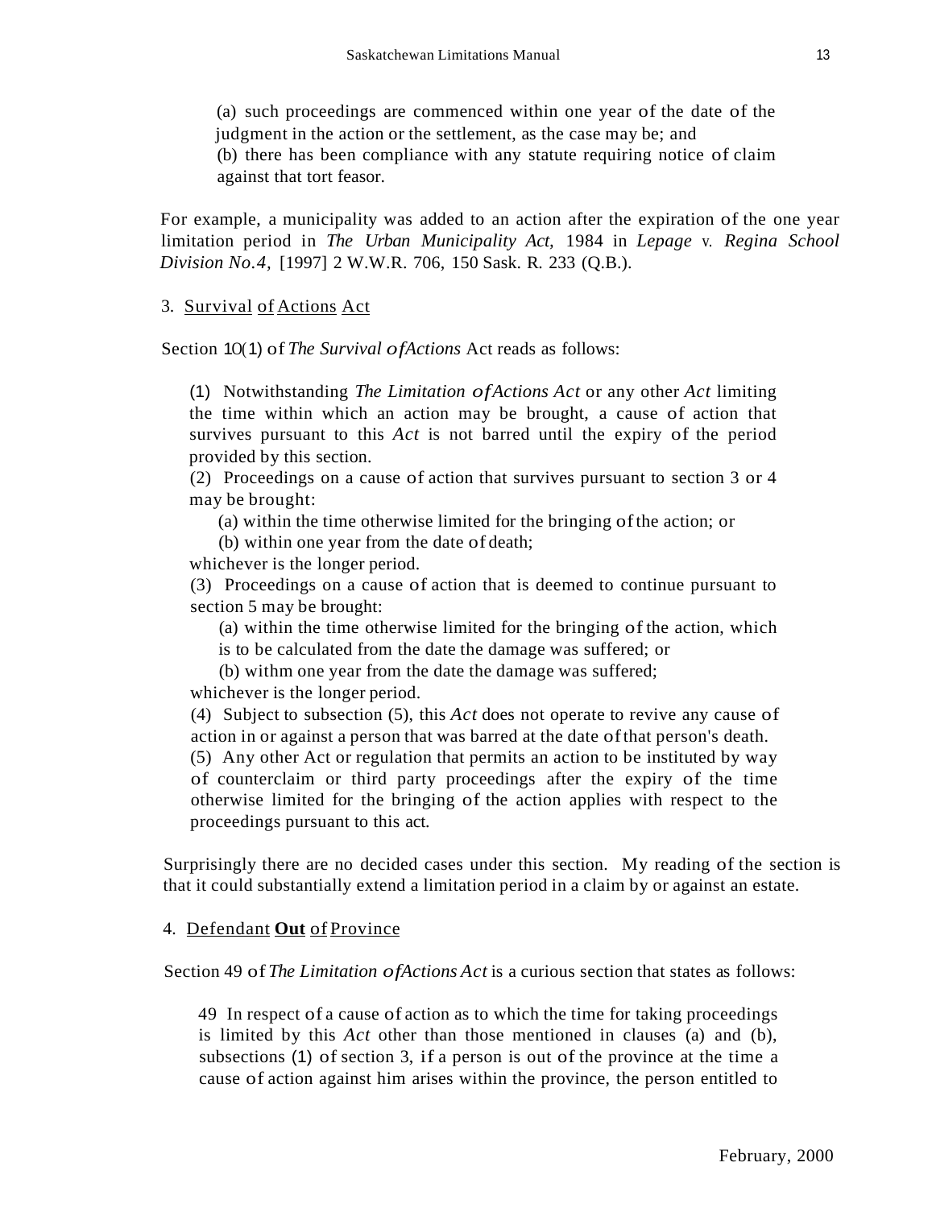(a) such proceedings are commenced within one year of the date of the judgment in the action or the settlement, as the case may be; and

(b) there has been compliance with any statute requiring notice of claim against that tort feasor.

For example, a municipality was added to an action after the expiration of the one year limitation period in *The Urban Municipality Act*, 1984 in *Lepage* v. *Regina School Division No.4*, [1997] 2 W.W.R. 706, 150 Sask. R. 233 (Q.B.).

3. Survival of Actions Act

Section 10(1) of *The Survival of Actions* Act reads as follows:

> (1) Notwithstanding *The Limitation of Actions Act* or any other *Act* limiting the time within which an action may be brought, a cause of action that survives pursuant to this *Act* is not barred until the expiry of the period provided by this section.
>
> (2) Proceedings on a cause of action that survives pursuant to section 3 or 4 may be brought:
>
> (a) within the time otherwise limited for the bringing of the action; or
>
> (b) within one year from the date of death;
>
> whichever is the longer period.
>
> (3) Proceedings on a cause of action that is deemed to continue pursuant to section 5 may be brought:
>
> (a) within the time otherwise limited for the bringing of the action, which is to be calculated from the date the damage was suffered; or
>
> (b) withm one year from the date the damage was suffered;
>
> whichever is the longer period.
>
> (4) Subject to subsection (5), this *Act* does not operate to revive any cause of action in or against a person that was barred at the date of that person's death.
>
> (5) Any other Act or regulation that permits an action to be instituted by way of counterclaim or third party proceedings after the expiry of the time otherwise limited for the bringing of the action applies with respect to the proceedings pursuant to this act.

Surprisingly there are no decided cases under this section. My reading of the section is that it could substantially extend a limitation period in a claim by or against an estate.

4. Defendant **Out** of Province

Section 49 of *The Limitation of Actions Act* is a curious section that states as follows:

> 49 In respect of a cause of action as to which the time for taking proceedings is limited by this *Act* other than those mentioned in clauses (a) and (b), subsections (1) of section 3, if a person is out of the province at the time a cause of action against him arises within the province, the person entitled to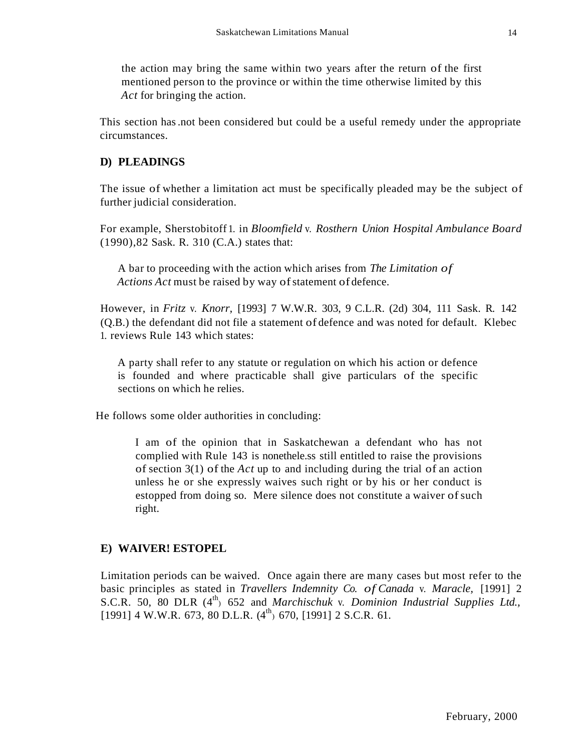the action may bring the same within two years after the return of the first mentioned person to the province or within the time otherwise limited by this *Act* for bringing the action.

This section has .not been considered but could be a useful remedy under the appropriate circumstances.

## D) PLEADINGS

The issue of whether a limitation act must be specifically pleaded may be the subject of further judicial consideration.

For example, Sherstobitoff 1. in *Bloomfield* v. *Rosthern Union Hospital Ambulance Board* (1990),82 Sask. R. 310 (C.A.) states that:

> A bar to proceeding with the action which arises from *The Limitation of Actions Act* must be raised by way of statement of defence.

However, in *Fritz* v. *Knorr,* [1993] 7 W.W.R. 303, 9 C.L.R. (2d) 304, 111 Sask. R. 142 (Q.B.) the defendant did not file a statement of defence and was noted for default. Klebec 1. reviews Rule 143 which states:

> A party shall refer to any statute or regulation on which his action or defence is founded and where practicable shall give particulars of the specific sections on which he relies.

He follows some older authorities in concluding:

> I am of the opinion that in Saskatchewan a defendant who has not complied with Rule 143 is nonethele.ss still entitled to raise the provisions of section 3(1) of the *Act* up to and including during the trial of an action unless he or she expressly waives such right or by his or her conduct is estopped from doing so. Mere silence does not constitute a waiver of such right.

## E) WAIVER! ESTOPEL

Limitation periods can be waived. Once again there are many cases but most refer to the basic principles as stated in *Travellers Indemnity Co. of Canada* v. *Maracle,* [1991] 2 S.C.R. 50, 80 DLR (4th) 652 and *Marchischuk* v. *Dominion Industrial Supplies Ltd.,* [1991] 4 W.W.R. 673, 80 D.L.R. (4th) 670, [1991] 2 S.C.R. 61.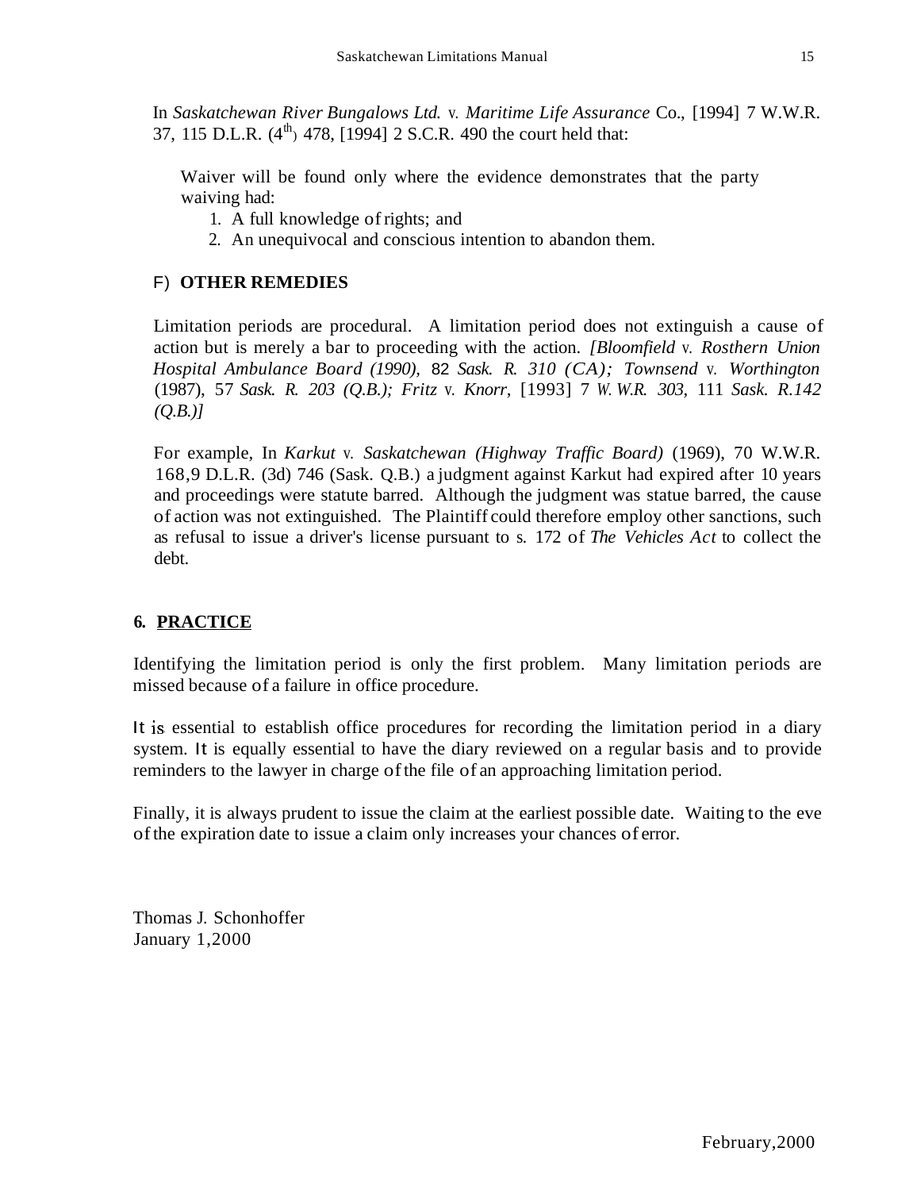In *Saskatchewan River Bungalows Ltd.* v. *Maritime Life Assurance* Co., [1994] 7 W.W.R. 37, 115 D.L.R. ($4^{th}$) 478, [1994] 2 S.C.R. 490 the court held that:

> Waiver will be found only where the evidence demonstrates that the party waiving had:
>
> 1. A full knowledge of rights; and
> 2. An unequivocal and conscious intention to abandon them.

### F) **OTHER REMEDIES**

Limitation periods are procedural. A limitation period does not extinguish a cause of action but is merely a bar to proceeding with the action. *[Bloomfield* v. *Rosthern Union Hospital Ambulance Board (1990),* 82 *Sask. R. 310 (CA); Townsend* v. *Worthington* (1987), 57 *Sask. R. 203 (Q.B.); Fritz* v. *Knorr,* [1993] 7 *W. W.R. 303,* 111 *Sask. R.142 (Q.B.)]*

For example, In *Karkut* v. *Saskatchewan (Highway Traffic Board)* (1969), 70 W.W.R. 168,9 D.L.R. (3d) 746 (Sask. Q.B.) a judgment against Karkut had expired after 10 years and proceedings were statute barred. Although the judgment was statue barred, the cause of action was not extinguished. The Plaintiff could therefore employ other sanctions, such as refusal to issue a driver's license pursuant to s. 172 of *The Vehicles Act* to collect the debt.

## 6. <u>PRACTICE</u>

Identifying the limitation period is only the first problem. Many limitation periods are missed because of a failure in office procedure.

It is essential to establish office procedures for recording the limitation period in a diary system. It is equally essential to have the diary reviewed on a regular basis and to provide reminders to the lawyer in charge of the file of an approaching limitation period.

Finally, it is always prudent to issue the claim at the earliest possible date. Waiting to the eve of the expiration date to issue a claim only increases your chances of error.

Thomas J. Schonhoffer
January 1,2000